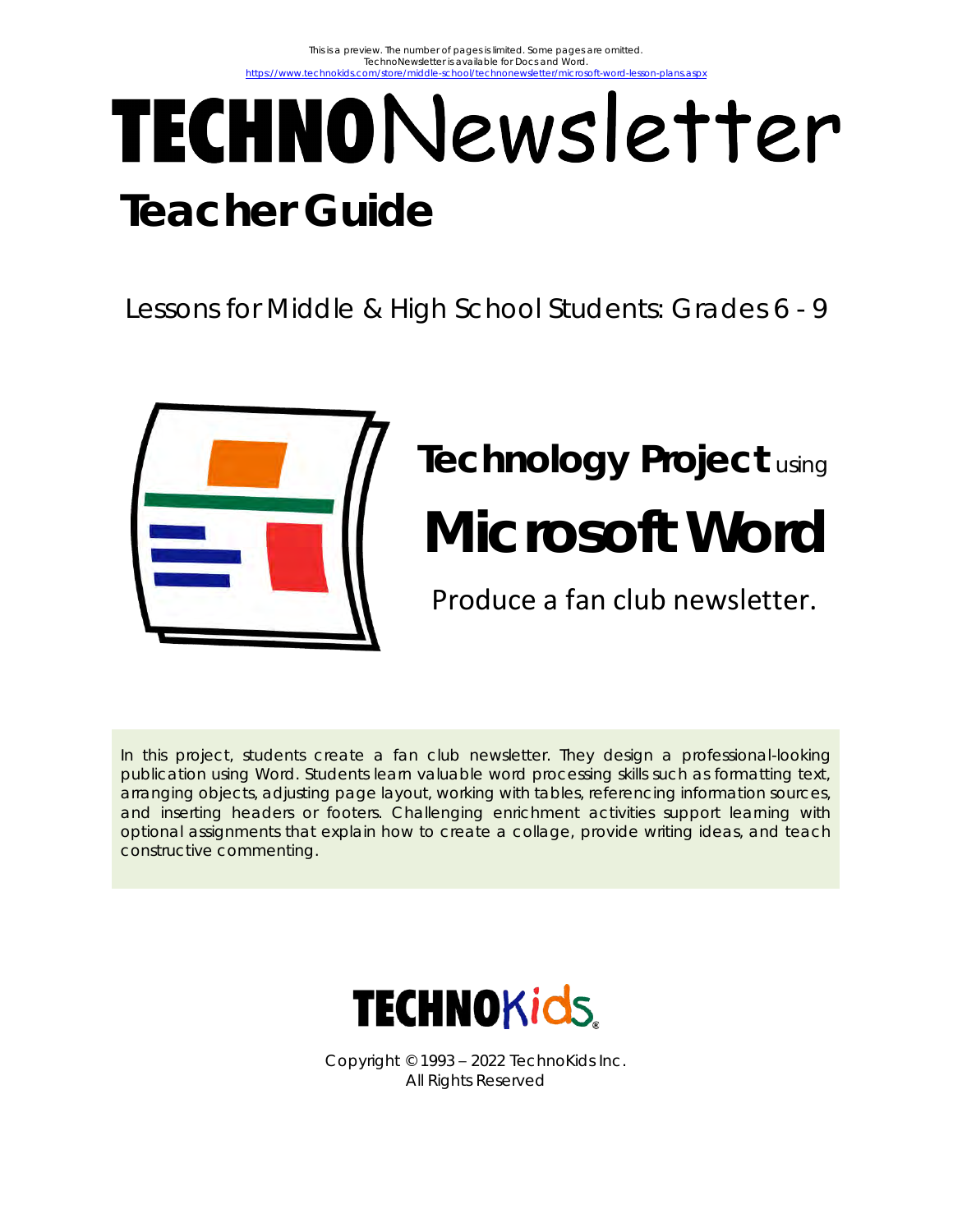This is a preview. The number of pages is limited. Some pages are omitted.
TechnoNewsletter is available for Docs and Word.
https://www.technokids.com/store/middle-school/technonewsletter/microsoft-word-lesson-plans.aspx

# TECHNONewsletter

## Teacher Guide

Lessons for Middle & High School Students: Grades 6 - 9

## Technology Project using Microsoft Word

Produce a fan club newsletter.

In this project, students create a fan club newsletter. They design a professional-looking publication using Word. Students learn valuable word processing skills such as formatting text, arranging objects, adjusting page layout, working with tables, referencing information sources, and inserting headers or footers. Challenging enrichment activities support learning with optional assignments that explain how to create a collage, provide writing ideas, and teach constructive commenting.

TECHNOKids

Copyright © 1993 – 2022 TechnoKids Inc.
All Rights Reserved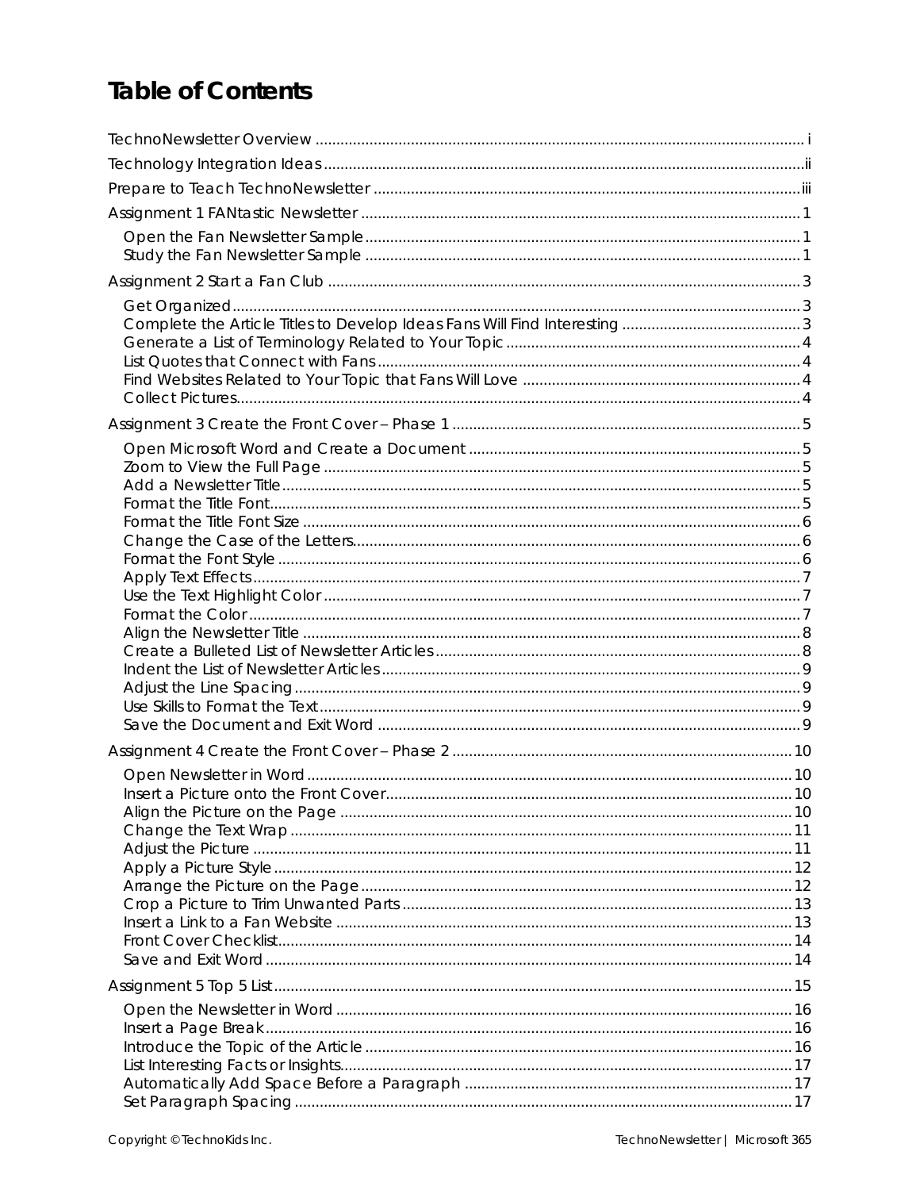# Table of Contents

TechnoNewsletter Overview ..... i

Technology Integration Ideas ..... ii

Prepare to Teach TechnoNewsletter ..... iii

Assignment 1 FANtastic Newsletter ..... 1

- Open the Fan Newsletter Sample ..... 1
- Study the Fan Newsletter Sample ..... 1

Assignment 2 Start a Fan Club ..... 3

- Get Organized ..... 3
- Complete the Article Titles to Develop Ideas Fans Will Find Interesting ..... 3
- Generate a List of Terminology Related to Your Topic ..... 4
- List Quotes that Connect with Fans ..... 4
- Find Websites Related to Your Topic that Fans Will Love ..... 4
- Collect Pictures ..... 4

Assignment 3 Create the Front Cover – Phase 1 ..... 5

- Open Microsoft Word and Create a Document ..... 5
- Zoom to View the Full Page ..... 5
- Add a Newsletter Title ..... 5
- Format the Title Font ..... 5
- Format the Title Font Size ..... 6
- Change the Case of the Letters ..... 6
- Format the Font Style ..... 6
- Apply Text Effects ..... 7
- Use the Text Highlight Color ..... 7
- Format the Color ..... 7
- Align the Newsletter Title ..... 8
- Create a Bulleted List of Newsletter Articles ..... 8
- Indent the List of Newsletter Articles ..... 9
- Adjust the Line Spacing ..... 9
- Use Skills to Format the Text ..... 9
- Save the Document and Exit Word ..... 9

Assignment 4 Create the Front Cover – Phase 2 ..... 10

- Open Newsletter in Word ..... 10
- Insert a Picture onto the Front Cover ..... 10
- Align the Picture on the Page ..... 10
- Change the Text Wrap ..... 11
- Adjust the Picture ..... 11
- Apply a Picture Style ..... 12
- Arrange the Picture on the Page ..... 12
- Crop a Picture to Trim Unwanted Parts ..... 13
- Insert a Link to a Fan Website ..... 13
- Front Cover Checklist ..... 14
- Save and Exit Word ..... 14

Assignment 5 Top 5 List ..... 15

- Open the Newsletter in Word ..... 16
- Insert a Page Break ..... 16
- Introduce the Topic of the Article ..... 16
- List Interesting Facts or Insights ..... 17
- Automatically Add Space Before a Paragraph ..... 17
- Set Paragraph Spacing ..... 17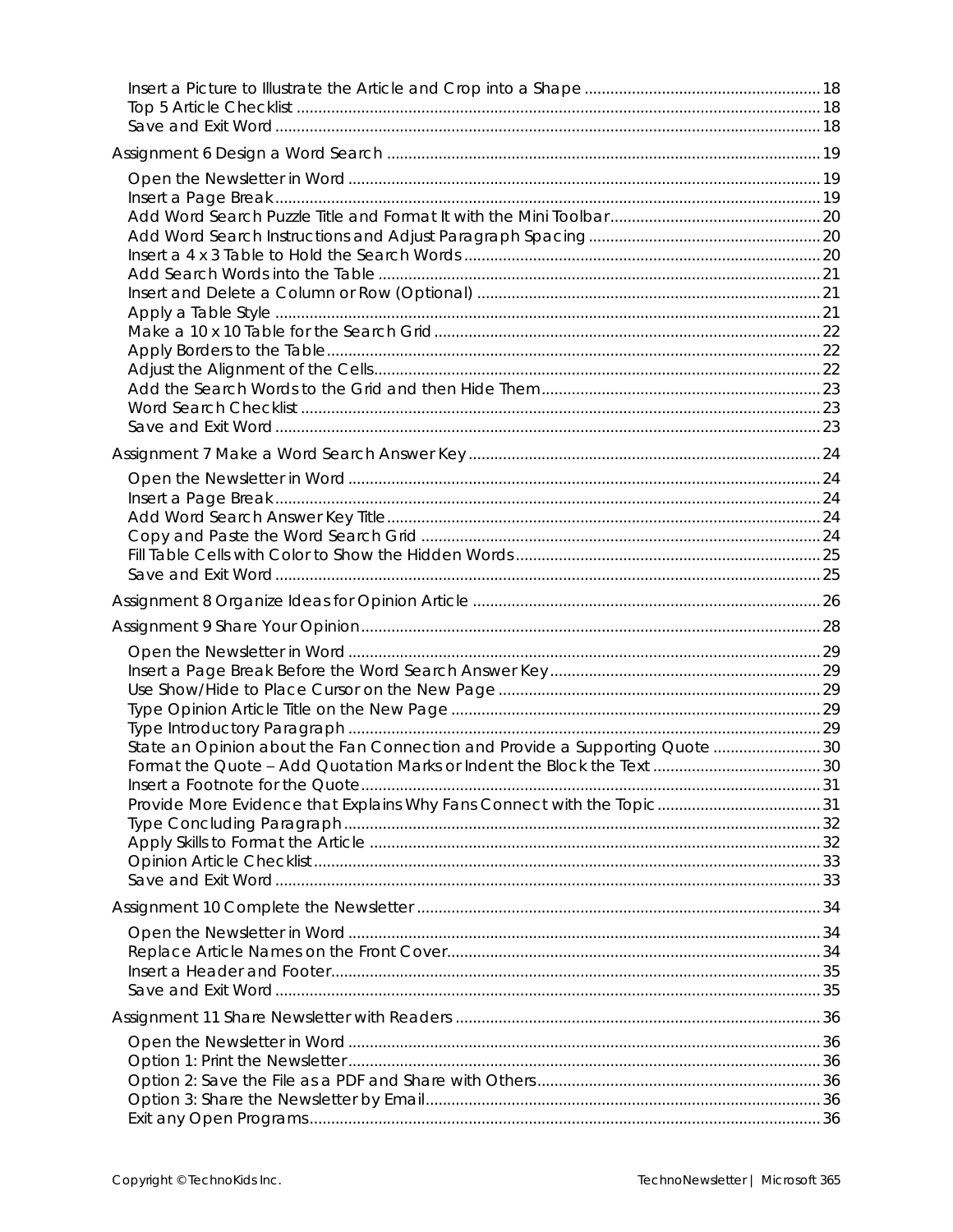Insert a Picture to Illustrate the Article and Crop into a Shape ........................................................ 18
Top 5 Article Checklist ........................................................................................................... 18
Save and Exit Word ............................................................................................................... 18

Assignment 6 Design a Word Search ........................................................................................ 19

Open the Newsletter in Word .................................................................................................. 19
Insert a Page Break ................................................................................................................. 19
Add Word Search Puzzle Title and Format It with the Mini Toolbar ........................................ 20
Add Word Search Instructions and Adjust Paragraph Spacing ................................................ 20
Insert a 4 x 3 Table to Hold the Search Words ........................................................................ 20
Add Search Words into the Table ............................................................................................ 21
Insert and Delete a Column or Row (Optional) ........................................................................ 21
Apply a Table Style .................................................................................................................. 21
Make a 10 x 10 Table for the Search Grid ................................................................................ 22
Apply Borders to the Table ...................................................................................................... 22
Adjust the Alignment of the Cells ............................................................................................ 22
Add the Search Words to the Grid and then Hide Them ......................................................... 23
Word Search Checklist ............................................................................................................. 23
Save and Exit Word ................................................................................................................. 23

Assignment 7 Make a Word Search Answer Key ........................................................................ 24

Open the Newsletter in Word .................................................................................................. 24
Insert a Page Break ................................................................................................................. 24
Add Word Search Answer Key Title ......................................................................................... 24
Copy and Paste the Word Search Grid .................................................................................... 24
Fill Table Cells with Color to Show the Hidden Words ............................................................ 25
Save and Exit Word ................................................................................................................. 25

Assignment 8 Organize Ideas for Opinion Article ...................................................................... 26

Assignment 9 Share Your Opinion ............................................................................................. 28

Open the Newsletter in Word .................................................................................................. 29
Insert a Page Break Before the Word Search Answer Key ........................................................ 29
Use Show/Hide to Place Cursor on the New Page ................................................................... 29
Type Opinion Article Title on the New Page ............................................................................ 29
Type Introductory Paragraph ................................................................................................... 29
State an Opinion about the Fan Connection and Provide a Supporting Quote ......................... 30
Format the Quote – Add Quotation Marks or Indent the Block the Text ................................... 30
Insert a Footnote for the Quote ................................................................................................ 31
Provide More Evidence that Explains Why Fans Connect with the Topic .................................. 31
Type Concluding Paragraph ..................................................................................................... 32
Apply Skills to Format the Article ............................................................................................ 32
Opinion Article Checklist .......................................................................................................... 33
Save and Exit Word ................................................................................................................. 33

Assignment 10 Complete the Newsletter .................................................................................. 34

Open the Newsletter in Word .................................................................................................. 34
Replace Article Names on the Front Cover ............................................................................... 34
Insert a Header and Footer ...................................................................................................... 35
Save and Exit Word ................................................................................................................. 35

Assignment 11 Share Newsletter with Readers ........................................................................ 36

Open the Newsletter in Word .................................................................................................. 36
Option 1: Print the Newsletter ................................................................................................. 36
Option 2: Save the File as a PDF and Share with Others .......................................................... 36
Option 3: Share the Newsletter by Email ................................................................................. 36
Exit any Open Programs ........................................................................................................... 36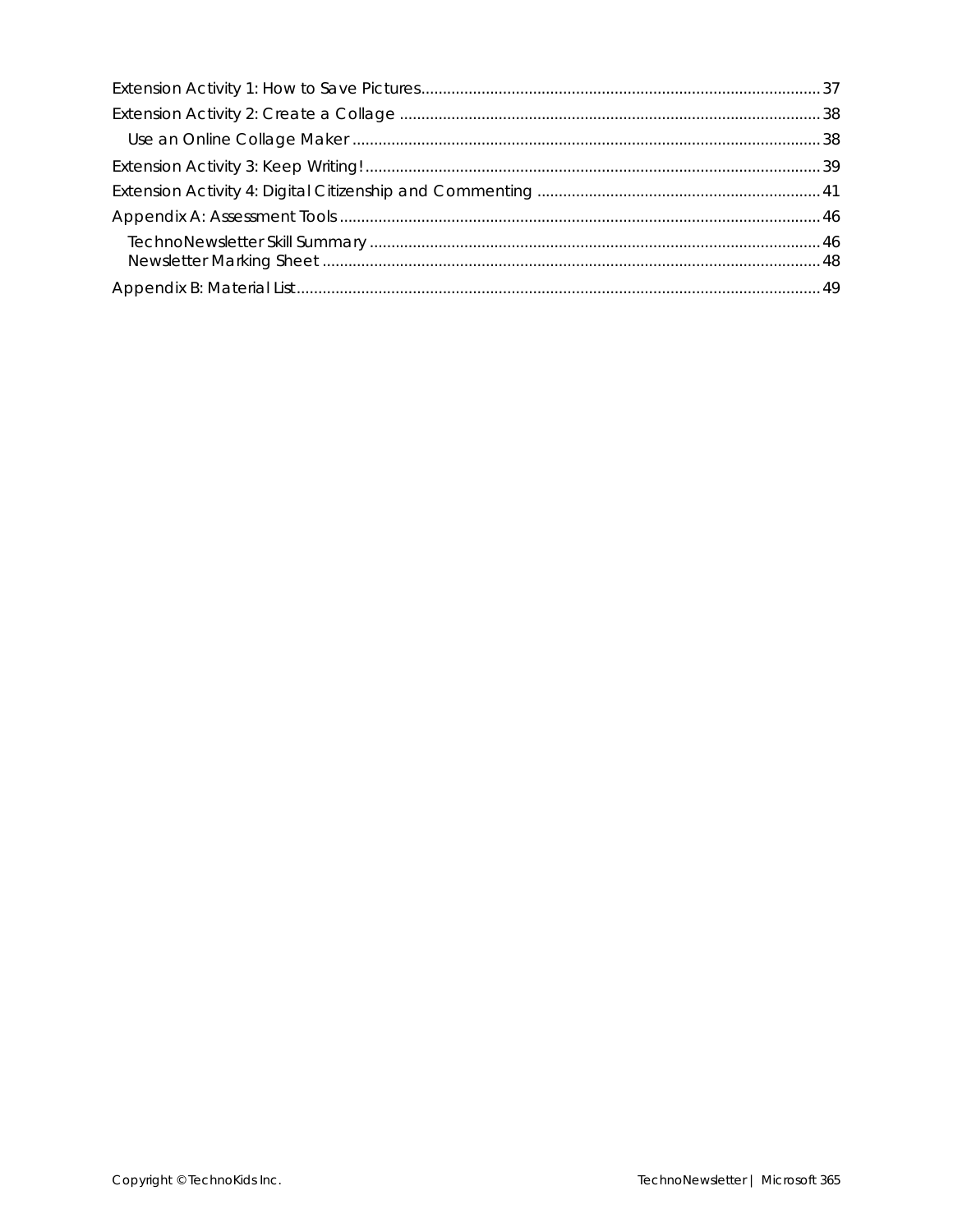Extension Activity 1: How to Save Pictures ........................................ 37

Extension Activity 2: Create a Collage ........................................ 38

  Use an Online Collage Maker ........................................ 38

Extension Activity 3: Keep Writing! ........................................ 39

Extension Activity 4: Digital Citizenship and Commenting ........................................ 41

Appendix A: Assessment Tools ........................................ 46

  TechnoNewsletter Skill Summary ........................................ 46

  Newsletter Marking Sheet ........................................ 48

Appendix B: Material List ........................................ 49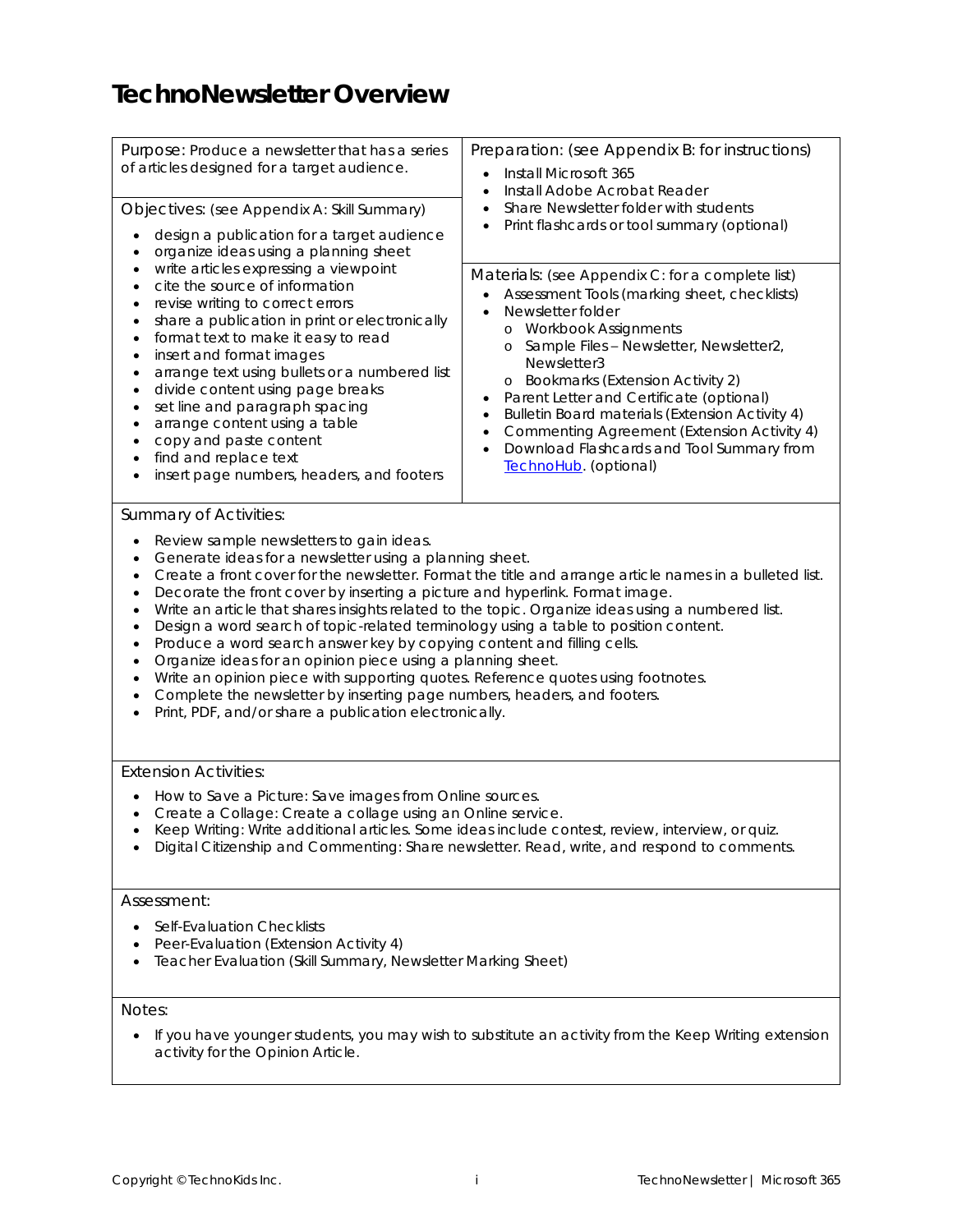# TechnoNewsletter Overview

**Purpose:** Produce a newsletter that has a series of articles designed for a target audience.

**Objectives:** (see Appendix A: Skill Summary)

- design a publication for a target audience
- organize ideas using a planning sheet
- write articles expressing a viewpoint
- cite the source of information
- revise writing to correct errors
- share a publication in print or electronically
- format text to make it easy to read
- insert and format images
- arrange text using bullets or a numbered list
- divide content using page breaks
- set line and paragraph spacing
- arrange content using a table
- copy and paste content
- find and replace text
- insert page numbers, headers, and footers

**Preparation:** (see Appendix B: for instructions)

- Install Microsoft 365
- Install Adobe Acrobat Reader
- Share Newsletter folder with students
- Print flashcards or tool summary (optional)

**Materials:** (see Appendix C: for a complete list)

- Assessment Tools (marking sheet, checklists)
- Newsletter folder
  - Workbook Assignments
  - Sample Files – Newsletter, Newsletter2, Newsletter3
  - Bookmarks (Extension Activity 2)
- Parent Letter and Certificate (optional)
- Bulletin Board materials (Extension Activity 4)
- Commenting Agreement (Extension Activity 4)
- Download Flashcards and Tool Summary from TechnoHub. (optional)

**Summary of Activities:**

- Review sample newsletters to gain ideas.
- Generate ideas for a newsletter using a planning sheet.
- Create a front cover for the newsletter. Format the title and arrange article names in a bulleted list.
- Decorate the front cover by inserting a picture and hyperlink. Format image.
- Write an article that shares insights related to the topic. Organize ideas using a numbered list.
- Design a word search of topic-related terminology using a table to position content.
- Produce a word search answer key by copying content and filling cells.
- Organize ideas for an opinion piece using a planning sheet.
- Write an opinion piece with supporting quotes. Reference quotes using footnotes.
- Complete the newsletter by inserting page numbers, headers, and footers.
- Print, PDF, and/or share a publication electronically.

**Extension Activities:**

- How to Save a Picture: Save images from Online sources.
- Create a Collage: Create a collage using an Online service.
- Keep Writing: Write additional articles. Some ideas include contest, review, interview, or quiz.
- Digital Citizenship and Commenting: Share newsletter. Read, write, and respond to comments.

**Assessment:**

- Self-Evaluation Checklists
- Peer-Evaluation (Extension Activity 4)
- Teacher Evaluation (Skill Summary, Newsletter Marking Sheet)

**Notes:**

- If you have younger students, you may wish to substitute an activity from the Keep Writing extension activity for the Opinion Article.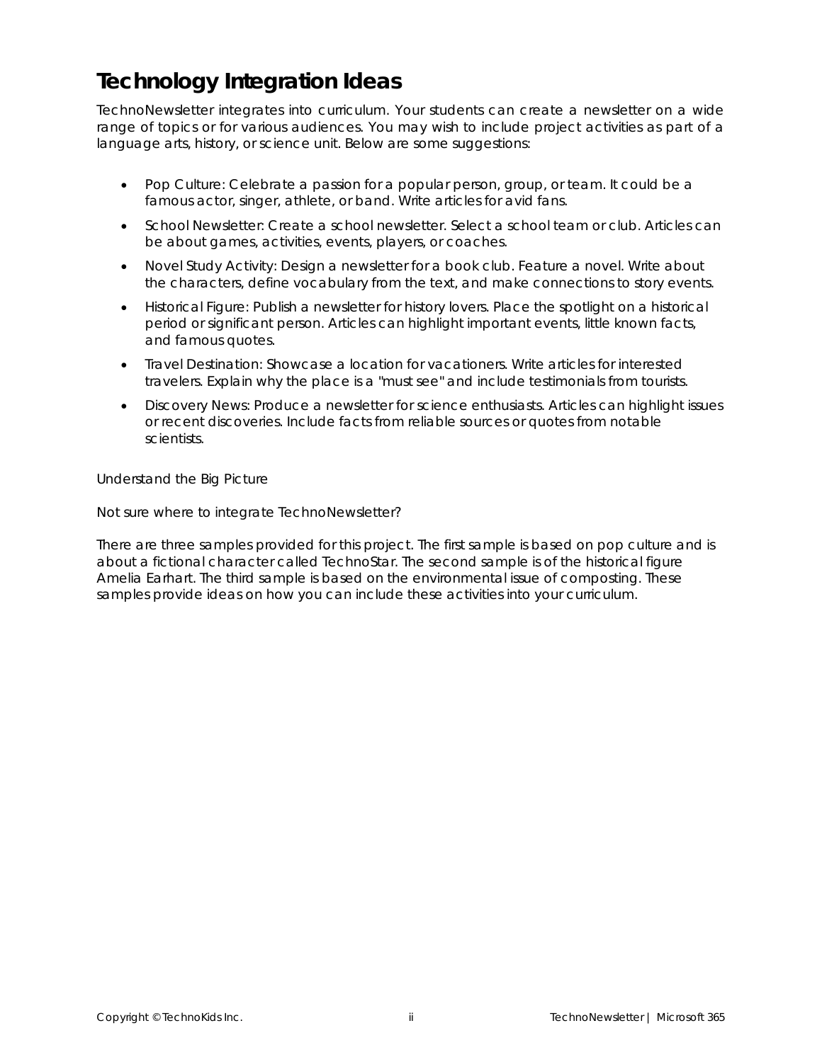# Technology Integration Ideas

TechnoNewsletter integrates into curriculum. Your students can create a newsletter on a wide range of topics or for various audiences. You may wish to include project activities as part of a language arts, history, or science unit. Below are some suggestions:

- Pop Culture: Celebrate a passion for a popular person, group, or team. It could be a famous actor, singer, athlete, or band. Write articles for avid fans.
- School Newsletter: Create a school newsletter. Select a school team or club. Articles can be about games, activities, events, players, or coaches.
- Novel Study Activity: Design a newsletter for a book club. Feature a novel. Write about the characters, define vocabulary from the text, and make connections to story events.
- Historical Figure: Publish a newsletter for history lovers. Place the spotlight on a historical period or significant person. Articles can highlight important events, little known facts, and famous quotes.
- Travel Destination: Showcase a location for vacationers. Write articles for interested travelers. Explain why the place is a "must see" and include testimonials from tourists.
- Discovery News: Produce a newsletter for science enthusiasts. Articles can highlight issues or recent discoveries. Include facts from reliable sources or quotes from notable scientists.

Understand the Big Picture

Not sure where to integrate TechnoNewsletter?

There are three samples provided for this project. The first sample is based on pop culture and is about a fictional character called TechnoStar. The second sample is of the historical figure Amelia Earhart. The third sample is based on the environmental issue of composting. These samples provide ideas on how you can include these activities into your curriculum.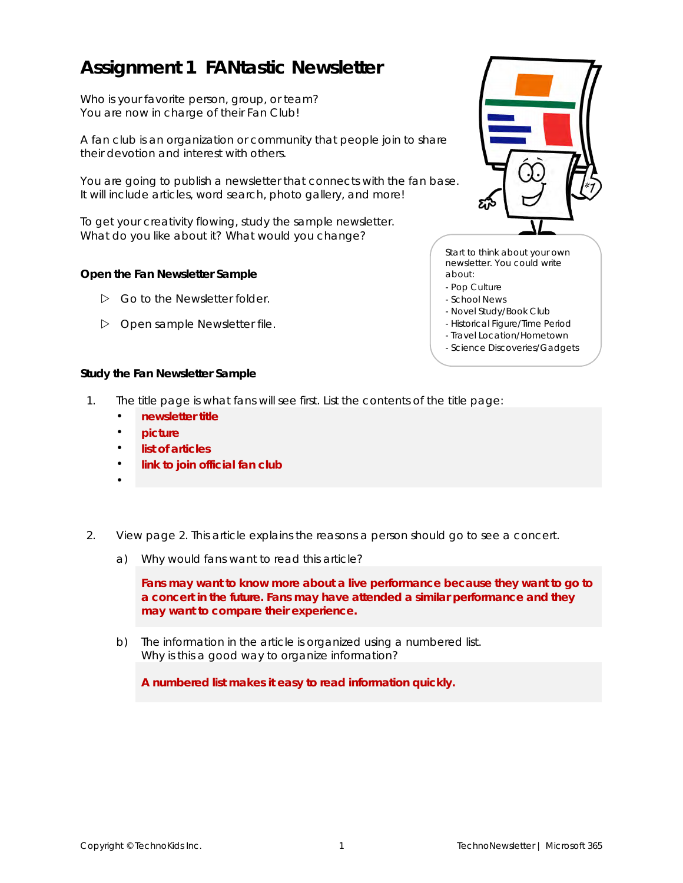# Assignment 1 FANtastic Newsletter

Who is your favorite person, group, or team?
You are now in charge of their Fan Club!

A fan club is an organization or community that people join to share their devotion and interest with others.

You are going to publish a newsletter that connects with the fan base. It will include articles, word search, photo gallery, and more!

To get your creativity flowing, study the sample newsletter. What do you like about it? What would you change?

Start to think about your own newsletter. You could write about:
- Pop Culture
- School News
- Novel Study/Book Club
- Historical Figure/Time Period
- Travel Location/Hometown
- Science Discoveries/Gadgets

### Open the Fan Newsletter Sample

- ▷ Go to the Newsletter folder.
- ▷ Open sample Newsletter file.

### Study the Fan Newsletter Sample

1. The title page is what fans will see first. List the contents of the title page:
   - **newsletter title**
   - **picture**
   - **list of articles**
   - **link to join official fan club**
   - 

2. View page 2. This article explains the reasons a person should go to see a concert.

   a) Why would fans want to read this article?

   **Fans may want to know more about a live performance because they want to go to a concert in the future. Fans may have attended a similar performance and they may want to compare their experience.**

   b) The information in the article is organized using a numbered list. Why is this a good way to organize information?

   **A numbered list makes it easy to read information quickly.**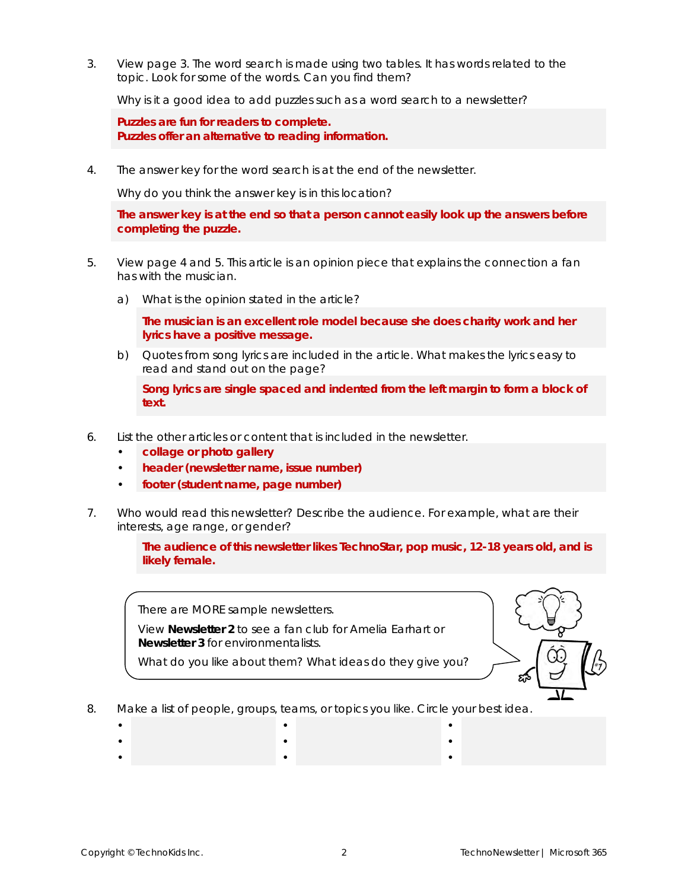3. View page 3. The word search is made using two tables. It has words related to the topic. Look for some of the words. Can you find them?

   Why is it a good idea to add puzzles such as a word search to a newsletter?

   **Puzzles are fun for readers to complete.**
   **Puzzles offer an alternative to reading information.**

4. The answer key for the word search is at the end of the newsletter.

   Why do you think the answer key is in this location?

   **The answer key is at the end so that a person cannot easily look up the answers before completing the puzzle.**

5. View page 4 and 5. This article is an opinion piece that explains the connection a fan has with the musician.

   a) What is the opinion stated in the article?

      **The musician is an excellent role model because she does charity work and her lyrics have a positive message.**

   b) Quotes from song lyrics are included in the article. What makes the lyrics easy to read and stand out on the page?

      **Song lyrics are single spaced and indented from the left margin to form a block of text.**

6. List the other articles or content that is included in the newsletter.
   - **collage or photo gallery**
   - **header (newsletter name, issue number)**
   - **footer (student name, page number)**

7. Who would read this newsletter? Describe the audience. For example, what are their interests, age range, or gender?

   **The audience of this newsletter likes TechnoStar, pop music, 12-18 years old, and is likely female.**

There are MORE sample newsletters.

View **Newsletter 2** to see a fan club for Amelia Earhart or **Newsletter 3** for environmentalists.

What do you like about them? What ideas do they give you?

8. Make a list of people, groups, teams, or topics you like. Circle your best idea.

| | | |
|---|---|---|
| • | • | • |
| • | • | • |
| • | • | • |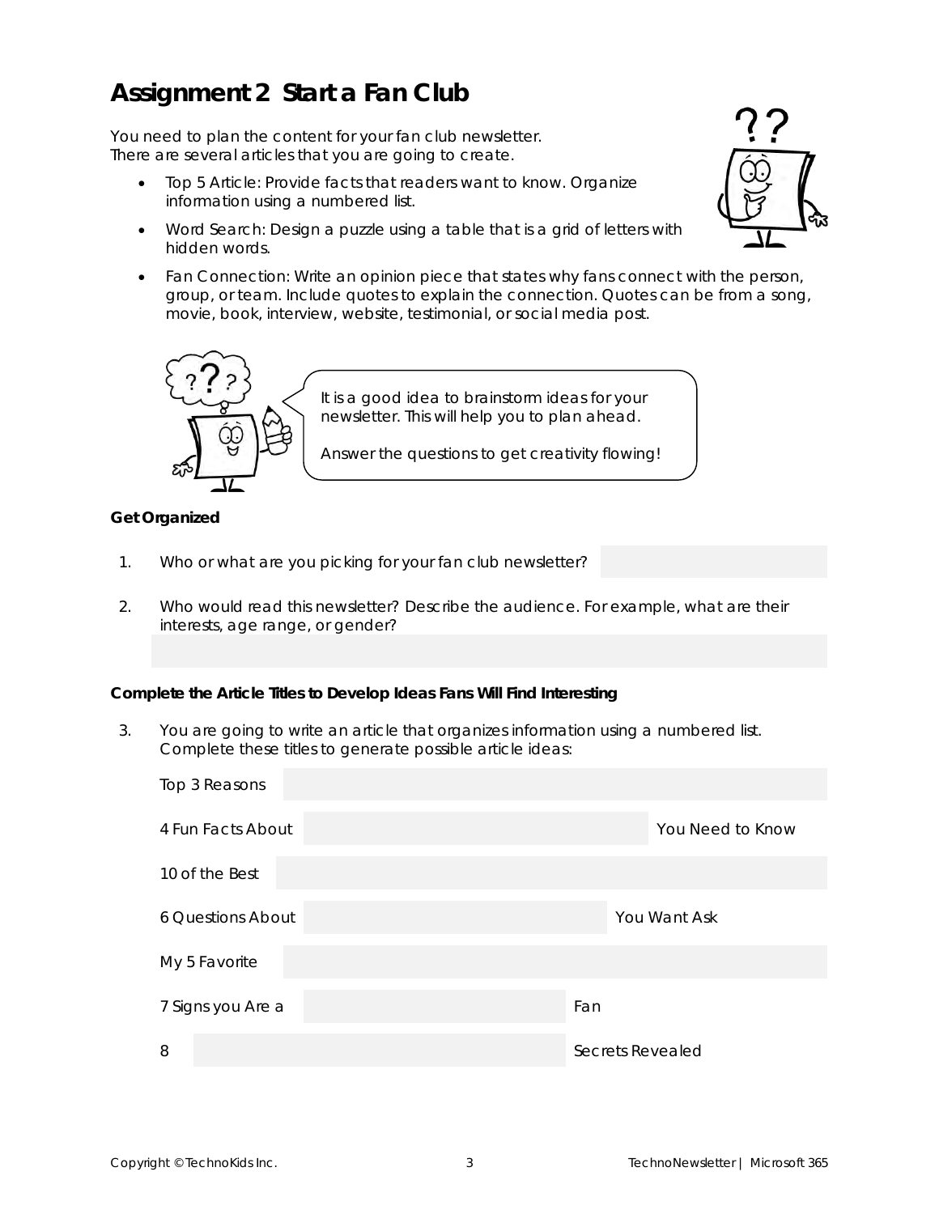# Assignment 2 Start a Fan Club

You need to plan the content for your fan club newsletter.
There are several articles that you are going to create.

- Top 5 Article: Provide facts that readers want to know. Organize information using a numbered list.
- Word Search: Design a puzzle using a table that is a grid of letters with hidden words.
- Fan Connection: Write an opinion piece that states why fans connect with the person, group, or team. Include quotes to explain the connection. Quotes can be from a song, movie, book, interview, website, testimonial, or social media post.

It is a good idea to brainstorm ideas for your newsletter. This will help you to plan ahead.

Answer the questions to get creativity flowing!

**Get Organized**

1. Who or what are you picking for your fan club newsletter?
2. Who would read this newsletter? Describe the audience. For example, what are their interests, age range, or gender?

**Complete the Article Titles to Develop Ideas Fans Will Find Interesting**

3. You are going to write an article that organizes information using a numbered list. Complete these titles to generate possible article ideas:

| | | |
|---|---|---|
| Top 3 Reasons | | |
| 4 Fun Facts About | | You Need to Know |
| 10 of the Best | | |
| 6 Questions About | | You Want Ask |
| My 5 Favorite | | |
| 7 Signs you Are a | | Fan |
| 8 | | Secrets Revealed |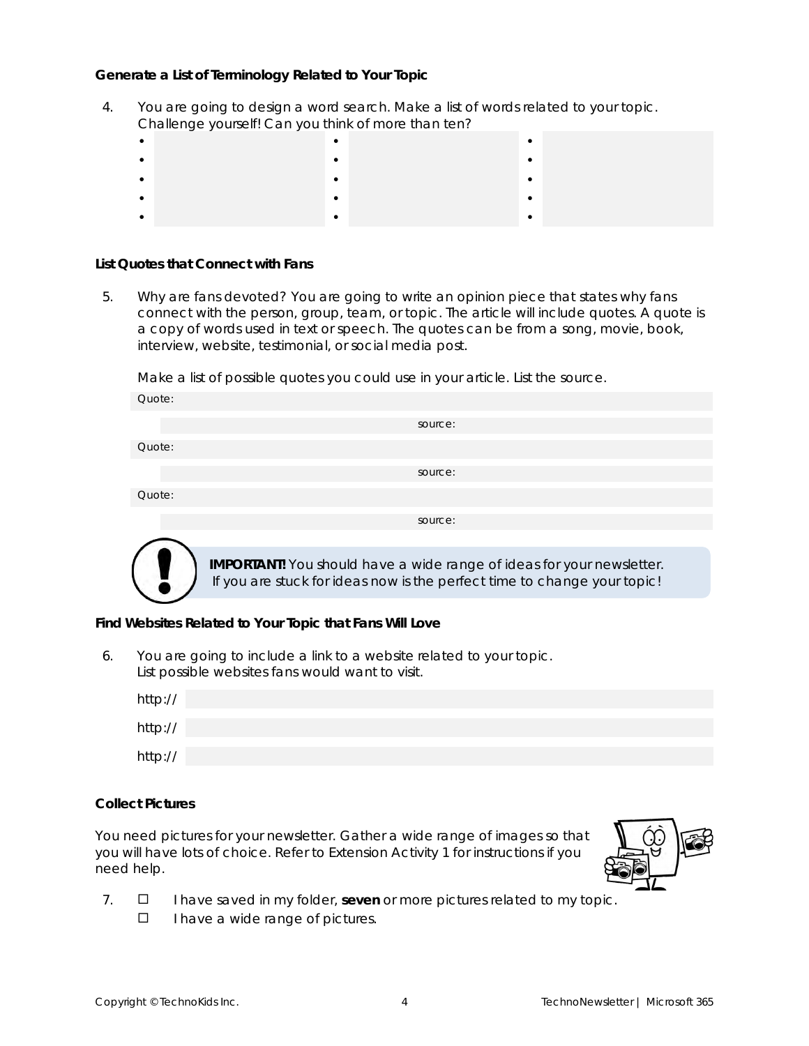### Generate a List of Terminology Related to Your Topic

4. You are going to design a word search. Make a list of words related to your topic. Challenge yourself! Can you think of more than ten?

| | | |
|---|---|---|
| • | • | • |
| • | • | • |
| • | • | • |
| • | • | • |
| • | • | • |

### List Quotes that Connect with Fans

5. Why are fans devoted? You are going to write an opinion piece that states why fans connect with the person, group, team, or topic. The article will include quotes. A quote is a copy of words used in text or speech. The quotes can be from a song, movie, book, interview, website, testimonial, or social media post.

   Make a list of possible quotes you could use in your article. List the source.

   Quote:

   source:

   Quote:

   source:

   Quote:

   source:

**IMPORTANT!** You should have a wide range of ideas for your newsletter. If you are stuck for ideas now is the perfect time to change your topic!

### Find Websites Related to Your Topic that Fans Will Love

6. You are going to include a link to a website related to your topic. List possible websites fans would want to visit.

   http://

   http://

   http://

### Collect Pictures

You need pictures for your newsletter. Gather a wide range of images so that you will have lots of choice. Refer to Extension Activity 1 for instructions if you need help.

7. ☐ I have saved in my folder, **seven** or more pictures related to my topic.

   ☐ I have a wide range of pictures.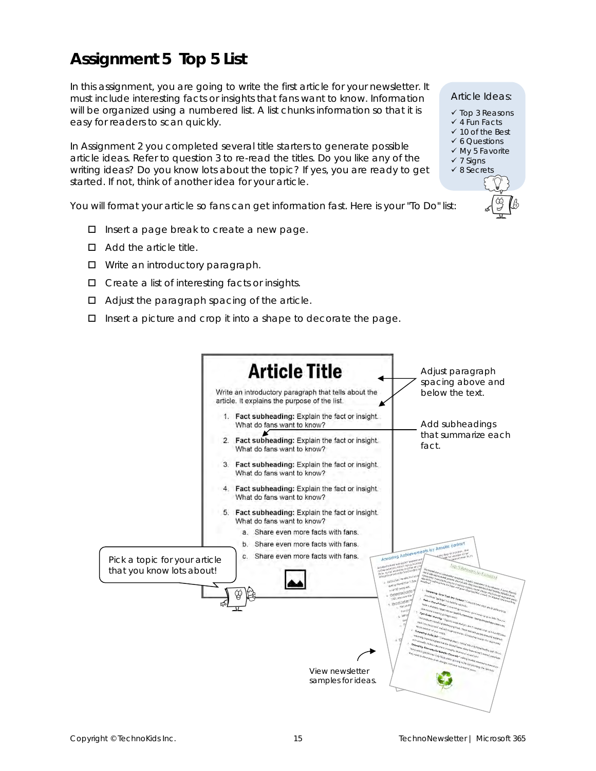# Assignment 5 Top 5 List

In this assignment, you are going to write the first article for your newsletter. It must include interesting facts or insights that fans want to know. Information will be organized using a numbered list. A list chunks information so that it is easy for readers to scan quickly.

In Assignment 2 you completed several title starters to generate possible article ideas. Refer to question 3 to re-read the titles. Do you like any of the writing ideas? Do you know lots about the topic? If yes, you are ready to get started. If not, think of another idea for your article.

Article Ideas:

- ✓ Top 3 Reasons
- ✓ 4 Fun Facts
- ✓ 10 of the Best
- ✓ 6 Questions
- ✓ My 5 Favorite
- ✓ 7 Signs
- ✓ 8 Secrets

You will format your article so fans can get information fast. Here is your "To Do" list:

- ☐ Insert a page break to create a new page.
- ☐ Add the article title.
- ☐ Write an introductory paragraph.
- ☐ Create a list of interesting facts or insights.
- ☐ Adjust the paragraph spacing of the article.
- ☐ Insert a picture and crop it into a shape to decorate the page.

**Article Title**

Write an introductory paragraph that tells about the article. It explains the purpose of the list.

1. **Fact subheading:** Explain the fact or insight. What do fans want to know?
2. **Fact subheading:** Explain the fact or insight. What do fans want to know?
3. **Fact subheading:** Explain the fact or insight. What do fans want to know?
4. **Fact subheading:** Explain the fact or insight. What do fans want to know?
5. **Fact subheading:** Explain the fact or insight. What do fans want to know?
   a. Share even more facts with fans.
   b. Share even more facts with fans.
   c. Share even more facts with fans.

Adjust paragraph spacing above and below the text.

Add subheadings that summarize each fact.

Pick a topic for your article that you know lots about!

View newsletter samples for ideas.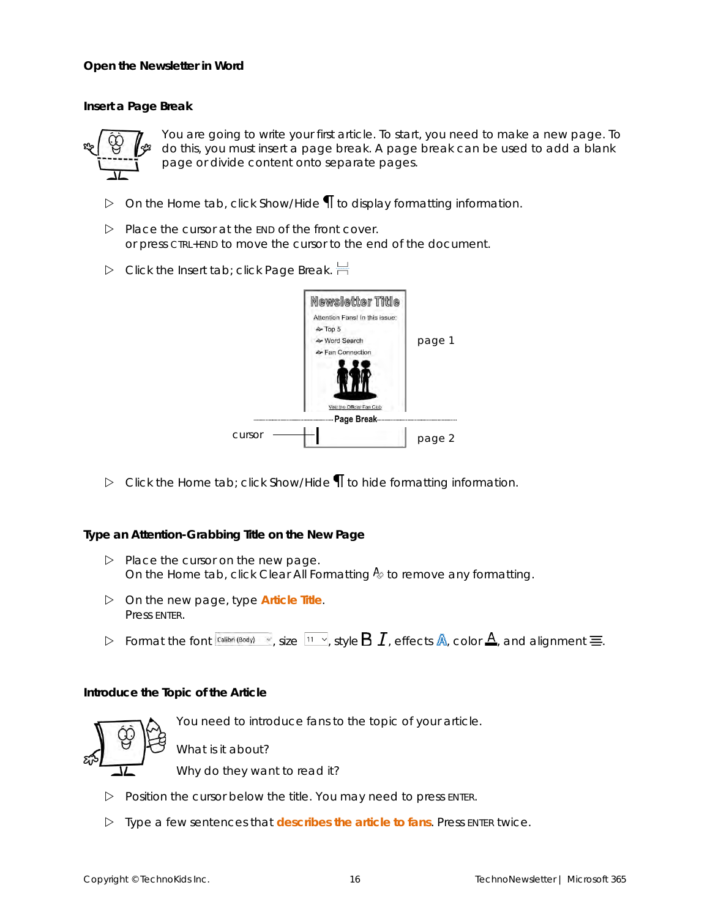### Open the Newsletter in Word

### Insert a Page Break

You are going to write your first article. To start, you need to make a new page. To do this, you must insert a page break. A page break can be used to add a blank page or divide content onto separate pages.

- ▷ On the Home tab, click Show/Hide ¶ to display formatting information.
- ▷ Place the cursor at the END of the front cover.
  or press CTRL+END to move the cursor to the end of the document.
- ▷ Click the Insert tab; click Page Break.

Newsletter Title

Attention Fans! In this issue:

- Top 5
- Word Search
- Fan Connection

Visit the Official Fan Club

page 1

Page Break

cursor

page 2

- ▷ Click the Home tab; click Show/Hide ¶ to hide formatting information.

### Type an Attention-Grabbing Title on the New Page

- ▷ Place the cursor on the new page.
  On the Home tab, click Clear All Formatting to remove any formatting.
- ▷ On the new page, type **Article Title**.
  Press ENTER.
- ▷ Format the font Calibri (Body), size 11, style **B** *I*, effects, color, and alignment.

### Introduce the Topic of the Article

You need to introduce fans to the topic of your article.

What is it about?

Why do they want to read it?

- ▷ Position the cursor below the title. You may need to press ENTER.
- ▷ Type a few sentences that **describes the article to fans**. Press ENTER twice.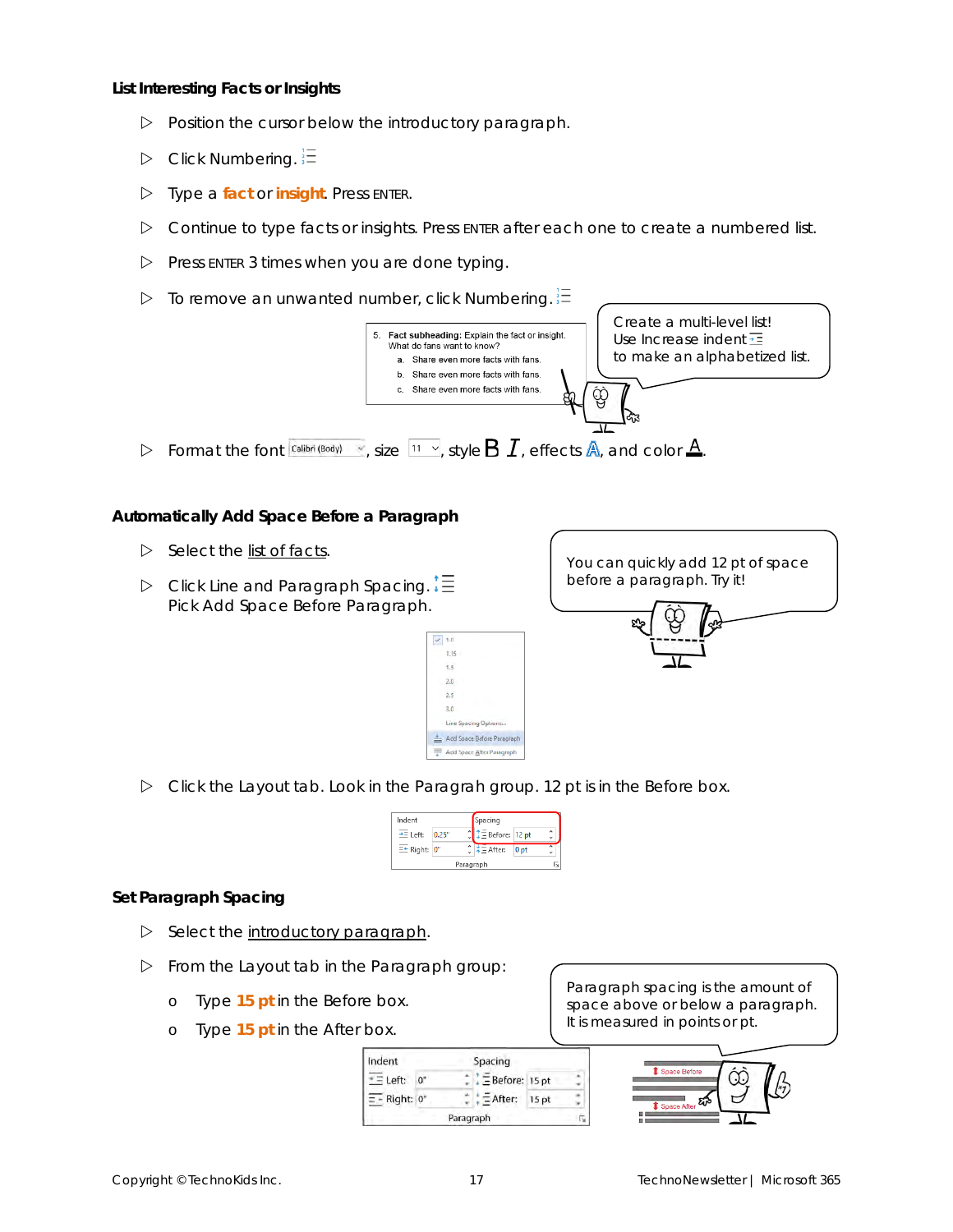### List Interesting Facts or Insights

- ▷ Position the cursor below the introductory paragraph.
- ▷ Click Numbering.
- ▷ Type a **fact** or **insight**. Press ENTER.
- ▷ Continue to type facts or insights. Press ENTER after each one to create a numbered list.
- ▷ Press ENTER 3 times when you are done typing.
- ▷ To remove an unwanted number, click Numbering.

Create a multi-level list! Use Increase indent to make an alphabetized list.

- ▷ Format the font, size, style **B** *I*, effects, and color.

### Automatically Add Space Before a Paragraph

- ▷ Select the list of facts.
- ▷ Click Line and Paragraph Spacing. Pick Add Space Before Paragraph.

You can quickly add 12 pt of space before a paragraph. Try it!

- ▷ Click the Layout tab. Look in the Paragrah group. 12 pt is in the Before box.

### Set Paragraph Spacing

- ▷ Select the introductory paragraph.
- ▷ From the Layout tab in the Paragraph group:
  - o Type **15 pt** in the Before box.
  - o Type **15 pt** in the After box.

Paragraph spacing is the amount of space above or below a paragraph. It is measured in points or pt.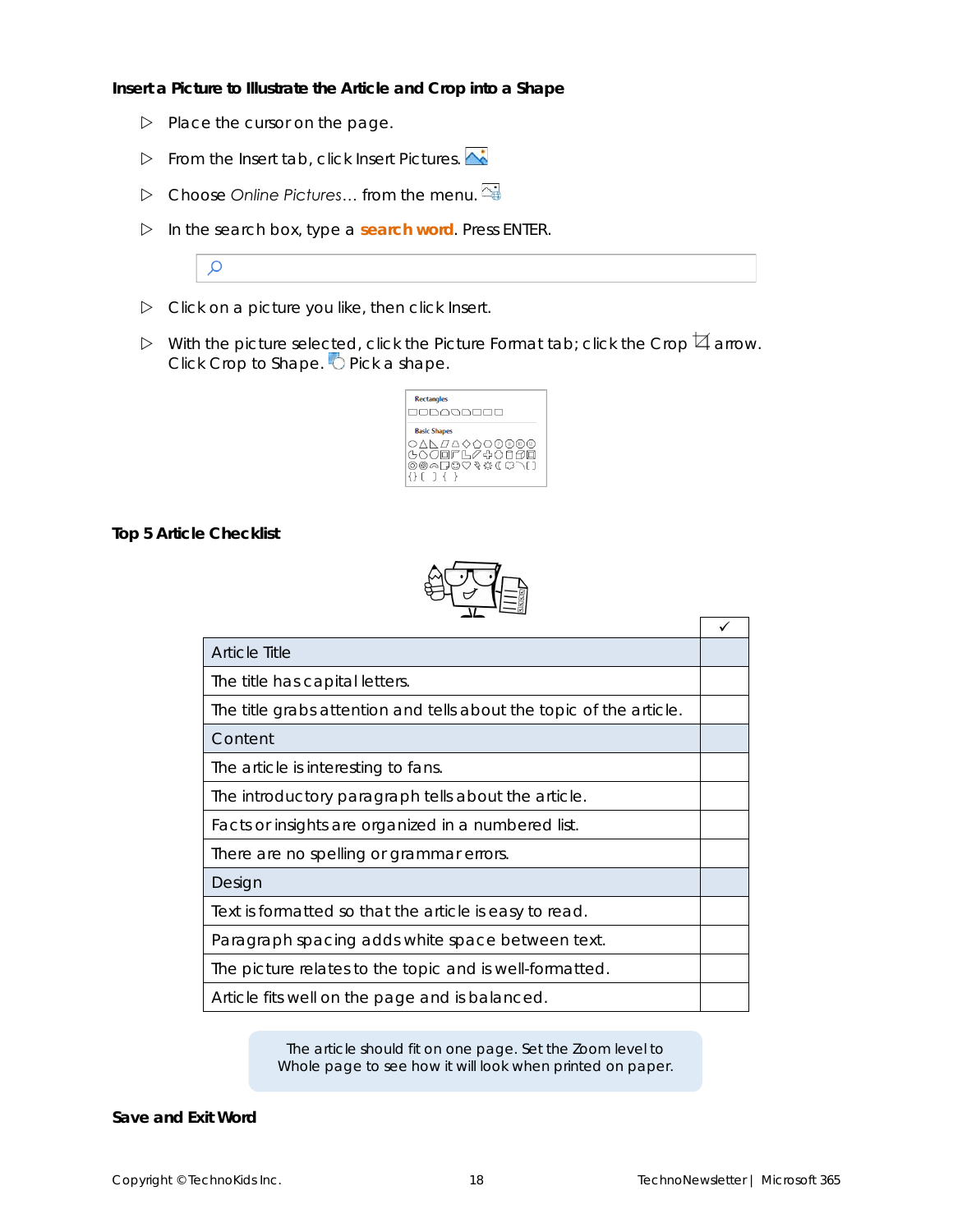**Insert a Picture to Illustrate the Article and Crop into a Shape**

- ▷ Place the cursor on the page.
- ▷ From the Insert tab, click Insert Pictures.
- ▷ Choose *Online Pictures…* from the menu.
- ▷ In the search box, type a **search word**. Press ENTER.
- ▷ Click on a picture you like, then click Insert.
- ▷ With the picture selected, click the Picture Format tab; click the Crop arrow. Click Crop to Shape. Pick a shape.

**Top 5 Article Checklist**

| | ✓ |
|---|---|
| Article Title | |
| The title has capital letters. | |
| The title grabs attention and tells about the topic of the article. | |
| Content | |
| The article is interesting to fans. | |
| The introductory paragraph tells about the article. | |
| Facts or insights are organized in a numbered list. | |
| There are no spelling or grammar errors. | |
| Design | |
| Text is formatted so that the article is easy to read. | |
| Paragraph spacing adds white space between text. | |
| The picture relates to the topic and is well-formatted. | |
| Article fits well on the page and is balanced. | |

The article should fit on one page. Set the Zoom level to Whole page to see how it will look when printed on paper.

**Save and Exit Word**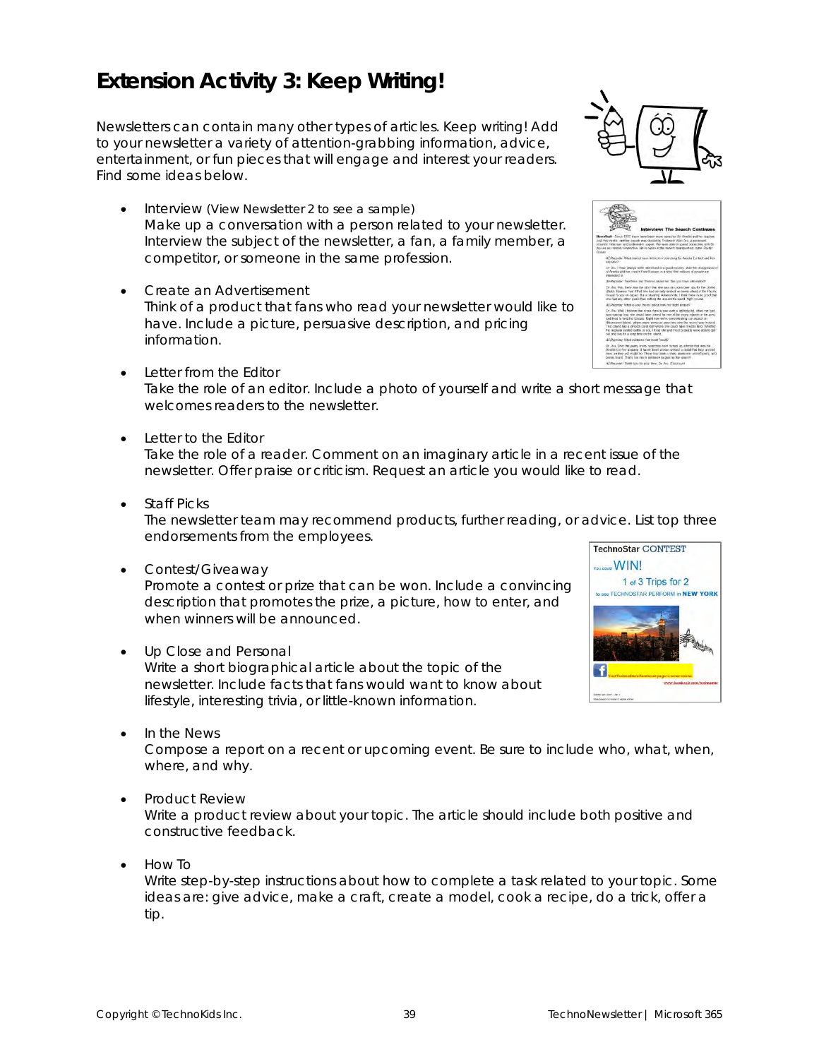# Extension Activity 3: Keep Writing!

Newsletters can contain many other types of articles. Keep writing! Add to your newsletter a variety of attention-grabbing information, advice, entertainment, or fun pieces that will engage and interest your readers. Find some ideas below.

- Interview (View Newsletter 2 to see a sample)
  Make up a conversation with a person related to your newsletter. Interview the subject of the newsletter, a fan, a family member, a competitor, or someone in the same profession.

- Create an Advertisement
  Think of a product that fans who read your newsletter would like to have. Include a picture, persuasive description, and pricing information.

- Letter from the Editor
  Take the role of an editor. Include a photo of yourself and write a short message that welcomes readers to the newsletter.

- Letter to the Editor
  Take the role of a reader. Comment on an imaginary article in a recent issue of the newsletter. Offer praise or criticism. Request an article you would like to read.

- Staff Picks
  The newsletter team may recommend products, further reading, or advice. List top three endorsements from the employees.

- Contest/Giveaway
  Promote a contest or prize that can be won. Include a convincing description that promotes the prize, a picture, how to enter, and when winners will be announced.

- Up Close and Personal
  Write a short biographical article about the topic of the newsletter. Include facts that fans would want to know about lifestyle, interesting trivia, or little-known information.

- In the News
  Compose a report on a recent or upcoming event. Be sure to include who, what, when, where, and why.

- Product Review
  Write a product review about your topic. The article should include both positive and constructive feedback.

- How To
  Write step-by-step instructions about how to complete a task related to your topic. Some ideas are: give advice, make a craft, create a model, cook a recipe, do a trick, offer a tip.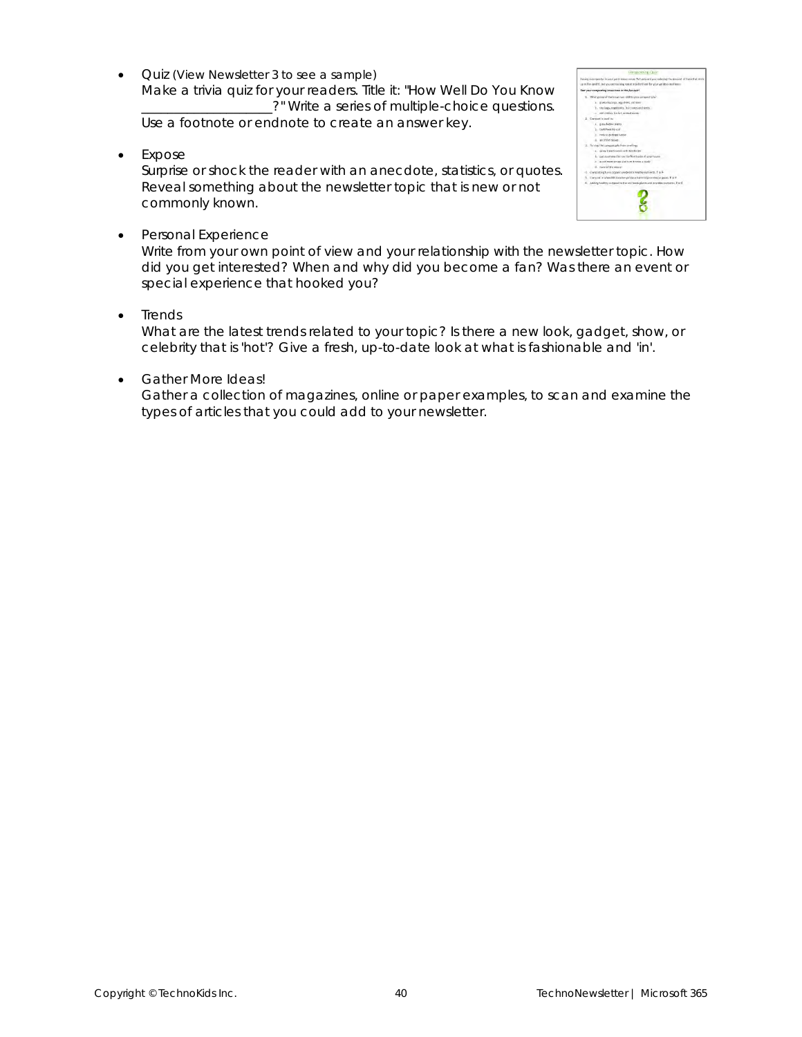- Quiz (View Newsletter 3 to see a sample)
  Make a trivia quiz for your readers. Title it: "How Well Do You Know ___________________?" Write a series of multiple-choice questions. Use a footnote or endnote to create an answer key.

- Expose
  Surprise or shock the reader with an anecdote, statistics, or quotes. Reveal something about the newsletter topic that is new or not commonly known.

- Personal Experience
  Write from your own point of view and your relationship with the newsletter topic. How did you get interested? When and why did you become a fan? Was there an event or special experience that hooked you?

- Trends
  What are the latest trends related to your topic? Is there a new look, gadget, show, or celebrity that is 'hot'? Give a fresh, up-to-date look at what is fashionable and 'in'.

- Gather More Ideas!
  Gather a collection of magazines, online or paper examples, to scan and examine the types of articles that you could add to your newsletter.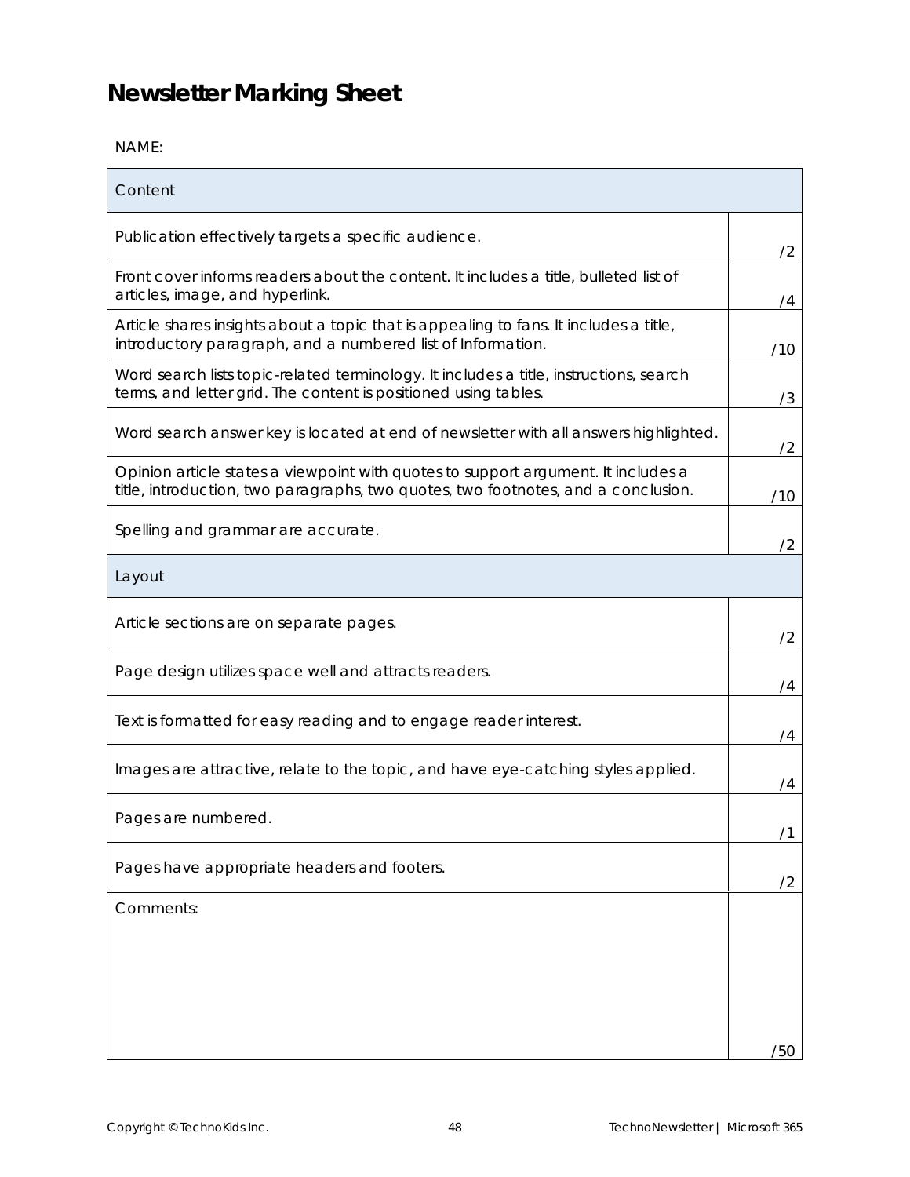# Newsletter Marking Sheet

NAME:

| Content | |
|---|---|
| Publication effectively targets a specific audience. | /2 |
| Front cover informs readers about the content. It includes a title, bulleted list of articles, image, and hyperlink. | /4 |
| Article shares insights about a topic that is appealing to fans. It includes a title, introductory paragraph, and a numbered list of Information. | /10 |
| Word search lists topic-related terminology. It includes a title, instructions, search terms, and letter grid. The content is positioned using tables. | /3 |
| Word search answer key is located at end of newsletter with all answers highlighted. | /2 |
| Opinion article states a viewpoint with quotes to support argument. It includes a title, introduction, two paragraphs, two quotes, two footnotes, and a conclusion. | /10 |
| Spelling and grammar are accurate. | /2 |
| **Layout** | |
| Article sections are on separate pages. | /2 |
| Page design utilizes space well and attracts readers. | /4 |
| Text is formatted for easy reading and to engage reader interest. | /4 |
| Images are attractive, relate to the topic, and have eye-catching styles applied. | /4 |
| Pages are numbered. | /1 |
| Pages have appropriate headers and footers. | /2 |
| Comments: | /50 |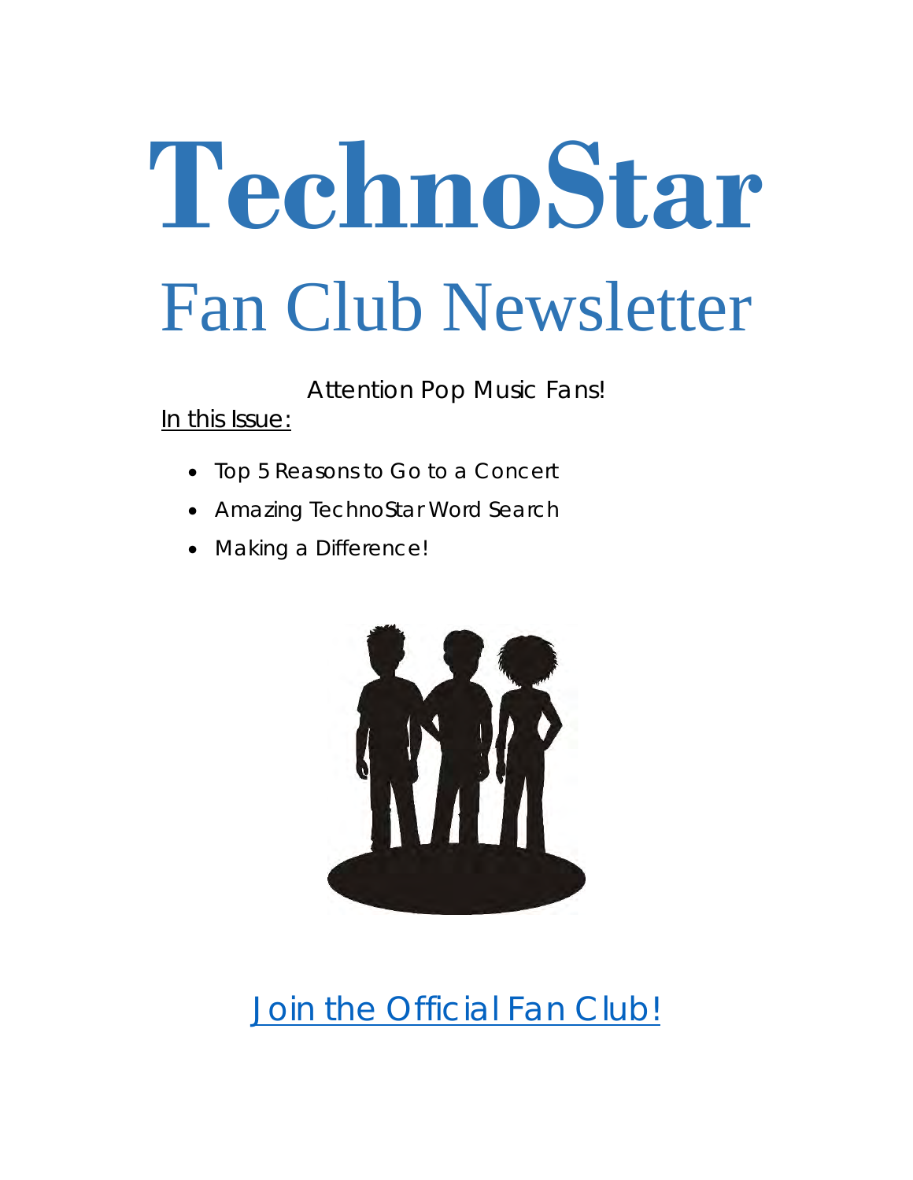# TechnoStar

## Fan Club Newsletter

Attention Pop Music Fans!

In this Issue:

- Top 5 Reasons to Go to a Concert
- Amazing TechnoStar Word Search
- Making a Difference!

Join the Official Fan Club!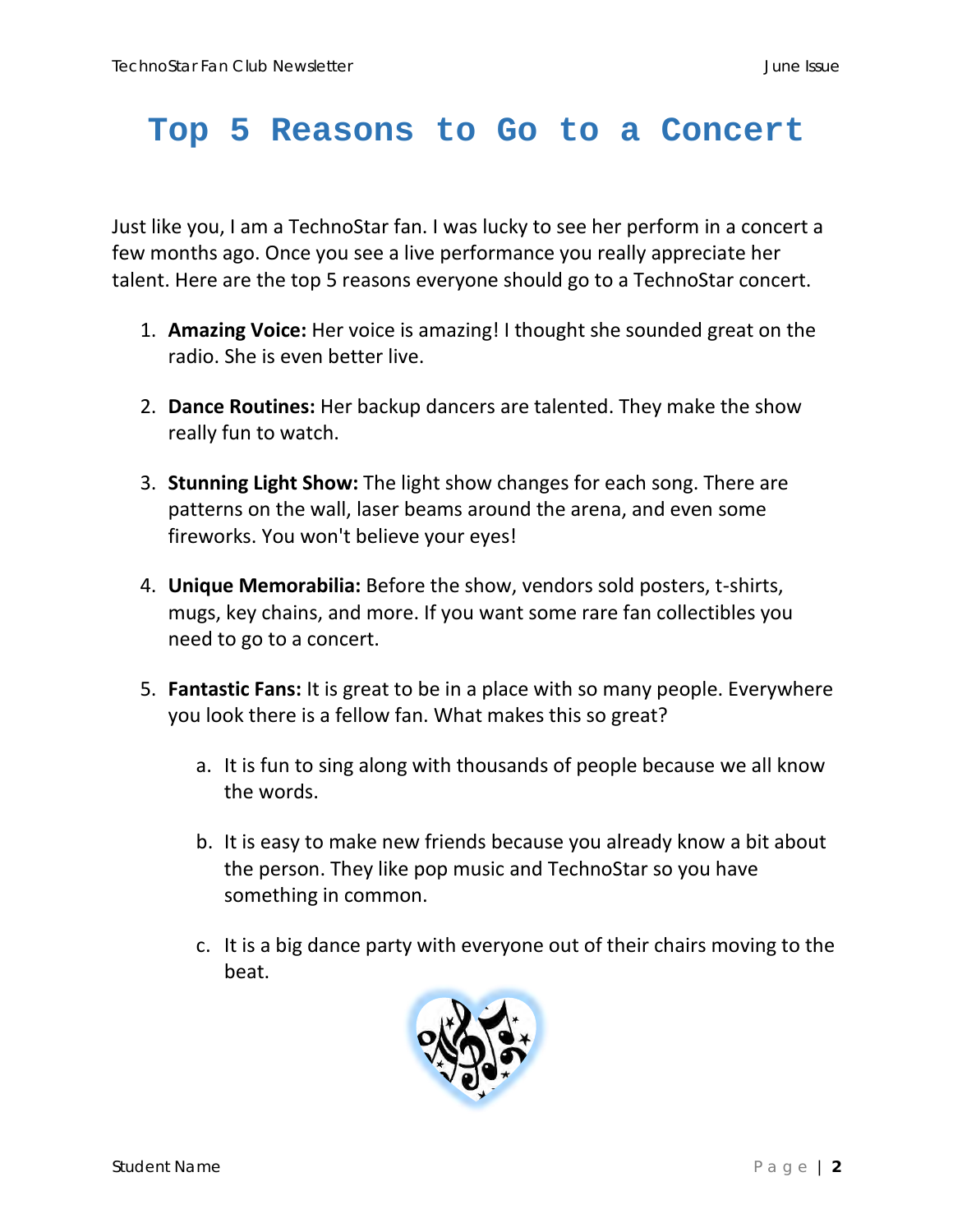# Top 5 Reasons to Go to a Concert

Just like you, I am a TechnoStar fan. I was lucky to see her perform in a concert a few months ago. Once you see a live performance you really appreciate her talent. Here are the top 5 reasons everyone should go to a TechnoStar concert.

1. **Amazing Voice:** Her voice is amazing! I thought she sounded great on the radio. She is even better live.

2. **Dance Routines:** Her backup dancers are talented. They make the show really fun to watch.

3. **Stunning Light Show:** The light show changes for each song. There are patterns on the wall, laser beams around the arena, and even some fireworks. You won't believe your eyes!

4. **Unique Memorabilia:** Before the show, vendors sold posters, t-shirts, mugs, key chains, and more. If you want some rare fan collectibles you need to go to a concert.

5. **Fantastic Fans:** It is great to be in a place with so many people. Everywhere you look there is a fellow fan. What makes this so great?

    a. It is fun to sing along with thousands of people because we all know the words.

    b. It is easy to make new friends because you already know a bit about the person. They like pop music and TechnoStar so you have something in common.

    c. It is a big dance party with everyone out of their chairs moving to the beat.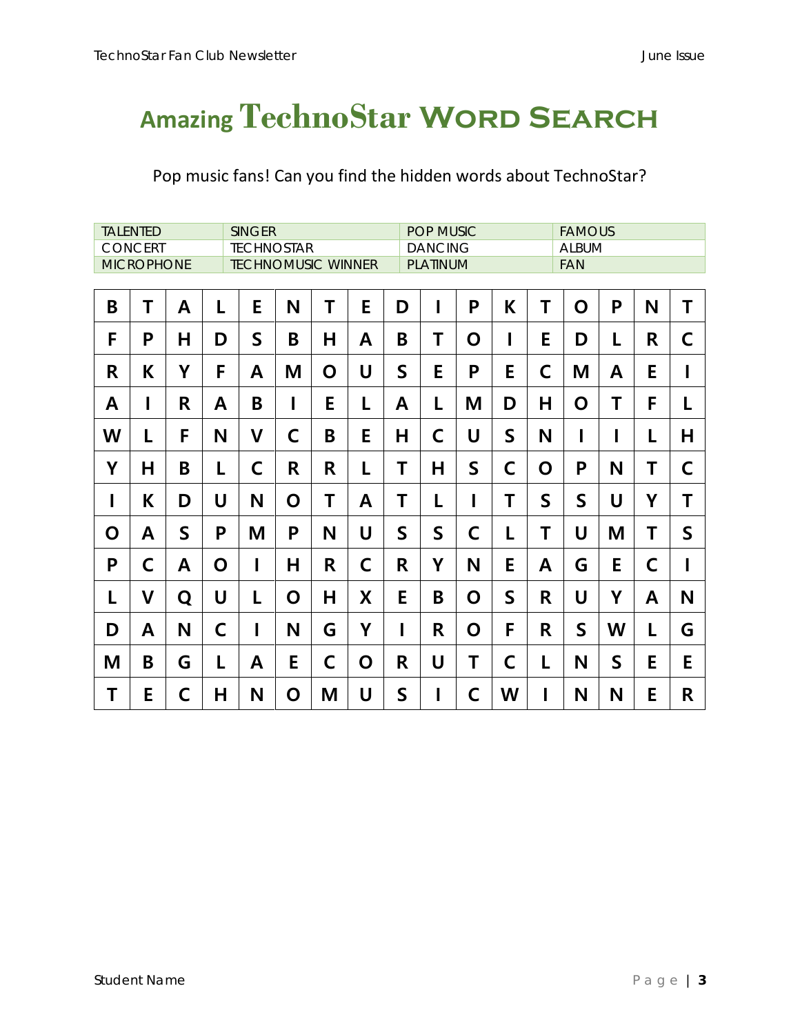# Amazing TechnoStar Word Search

Pop music fans! Can you find the hidden words about TechnoStar?

| | | | |
|---|---|---|---|
| TALENTED | SINGER | POP MUSIC | FAMOUS |
| CONCERT | TECHNOSTAR | DANCING | ALBUM |
| MICROPHONE | TECHNOMUSIC WINNER | PLATINUM | FAN |

| | | | | | | | | | | | | | | | | |
|---|---|---|---|---|---|---|---|---|---|---|---|---|---|---|---|---|
| B | T | A | L | E | N | T | E | D | I | P | K | T | O | P | N | T |
| F | P | H | D | S | B | H | A | B | T | O | I | E | D | L | R | C |
| R | K | Y | F | A | M | O | U | S | E | P | E | C | M | A | E | I |
| A | I | R | A | B | I | E | L | A | L | M | D | H | O | T | F | L |
| W | L | F | N | V | C | B | E | H | C | U | S | N | I | I | L | H |
| Y | H | B | L | C | R | R | L | T | H | S | C | O | P | N | T | C |
| I | K | D | U | N | O | T | A | T | L | I | T | S | S | U | Y | T |
| O | A | S | P | M | P | N | U | S | S | C | L | T | U | M | T | S |
| P | C | A | O | I | H | R | C | R | Y | N | E | A | G | E | C | I |
| L | V | Q | U | L | O | H | X | E | B | O | S | R | U | Y | A | N |
| D | A | N | C | I | N | G | Y | I | R | O | F | R | S | W | L | G |
| M | B | G | L | A | E | C | O | R | U | T | C | L | N | S | E | E |
| T | E | C | H | N | O | M | U | S | I | C | W | I | N | N | E | R |

Student Name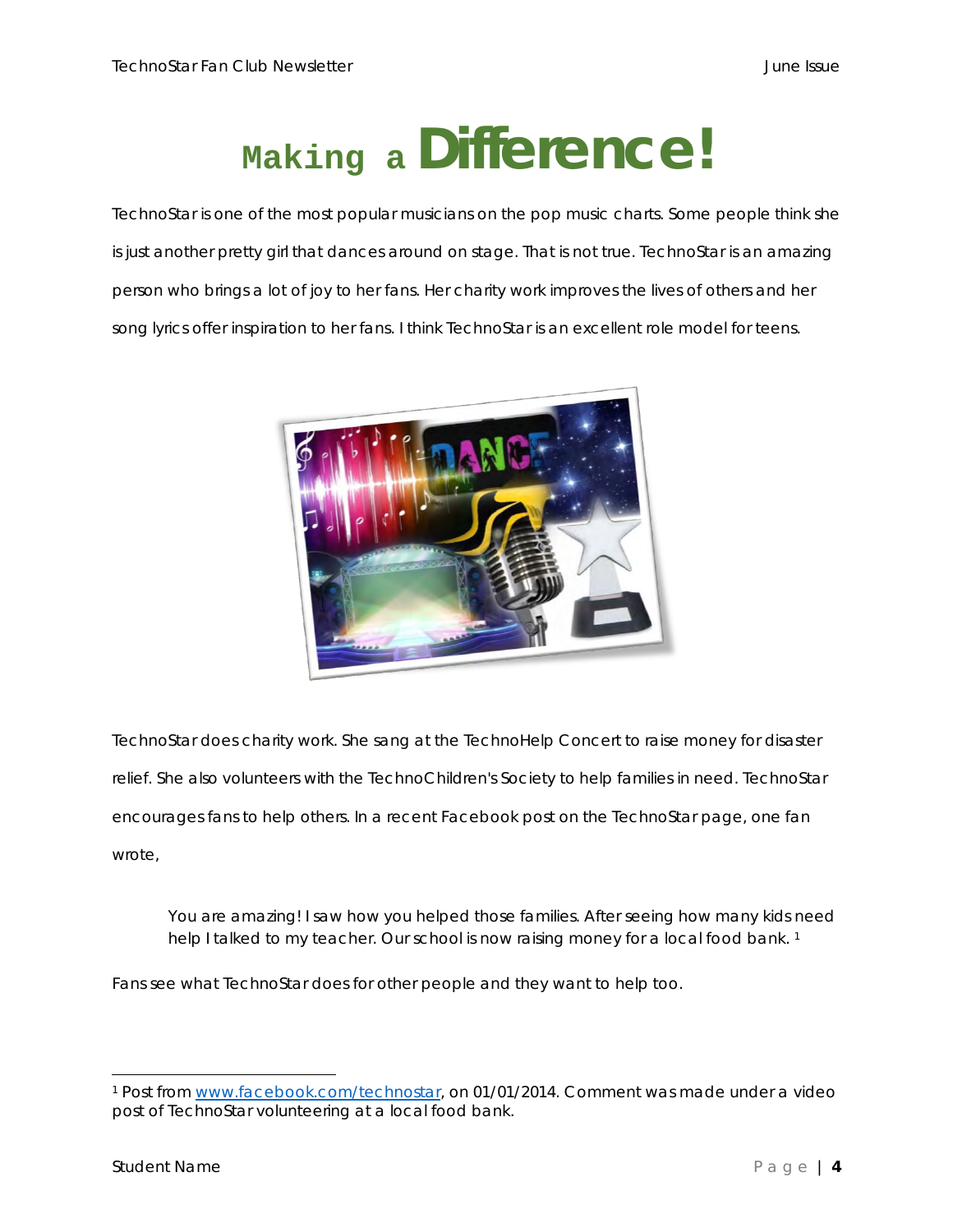# Making a Difference!

TechnoStar is one of the most popular musicians on the pop music charts. Some people think she is just another pretty girl that dances around on stage. That is not true. TechnoStar is an amazing person who brings a lot of joy to her fans. Her charity work improves the lives of others and her song lyrics offer inspiration to her fans. I think TechnoStar is an excellent role model for teens.

TechnoStar does charity work. She sang at the TechnoHelp Concert to raise money for disaster relief. She also volunteers with the TechnoChildren's Society to help families in need. TechnoStar encourages fans to help others. In a recent Facebook post on the TechnoStar page, one fan wrote,

> You are amazing! I saw how you helped those families. After seeing how many kids need help I talked to my teacher. Our school is now raising money for a local food bank. [1]

Fans see what TechnoStar does for other people and they want to help too.

---

[1] Post from www.facebook.com/technostar, on 01/01/2014. Comment was made under a video post of TechnoStar volunteering at a local food bank.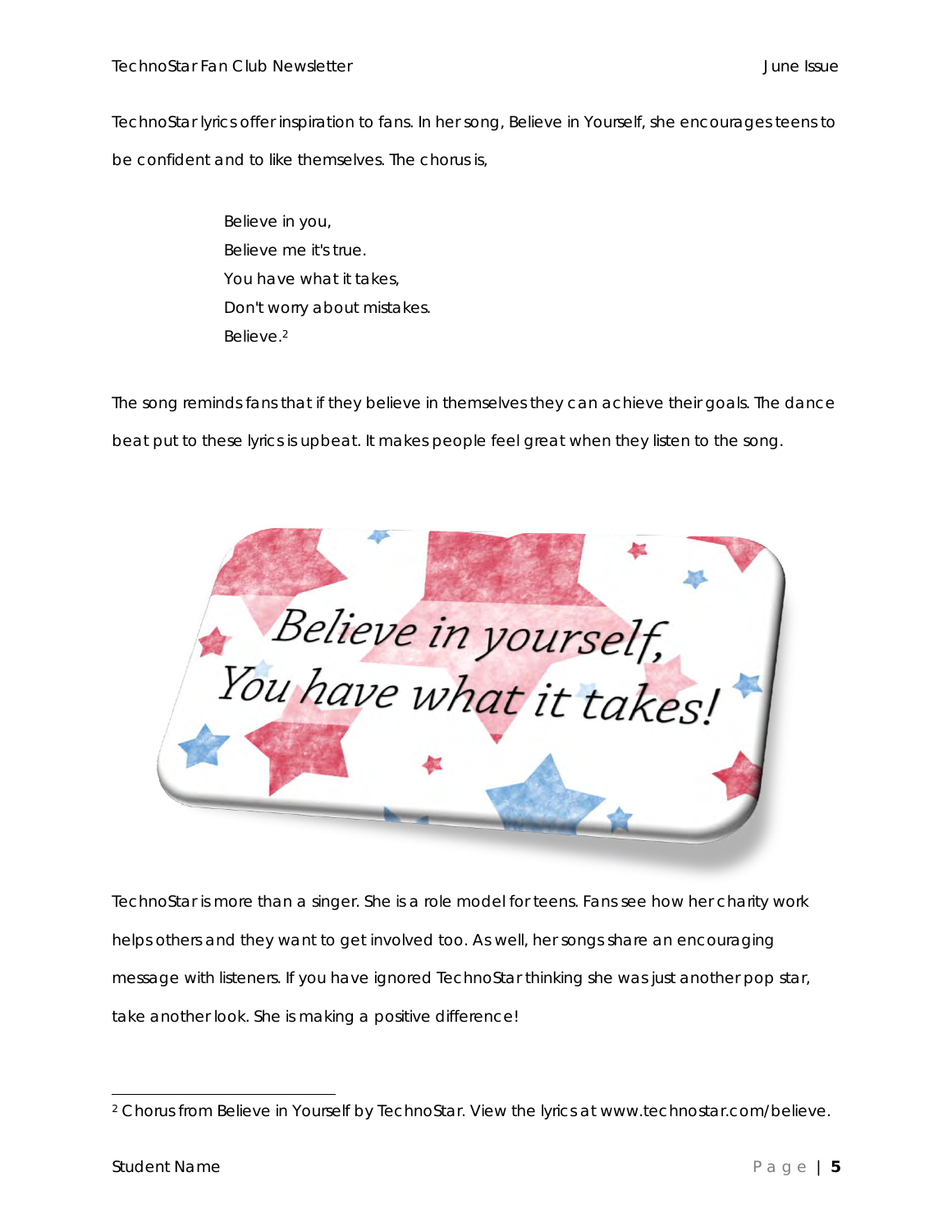TechnoStar lyrics offer inspiration to fans. In her song, Believe in Yourself, she encourages teens to be confident and to like themselves. The chorus is,

> Believe in you,
> Believe me it's true.
> You have what it takes,
> Don't worry about mistakes.
> Believe.[2]

The song reminds fans that if they believe in themselves they can achieve their goals. The dance beat put to these lyrics is upbeat. It makes people feel great when they listen to the song.

TechnoStar is more than a singer. She is a role model for teens. Fans see how her charity work helps others and they want to get involved too. As well, her songs share an encouraging message with listeners. If you have ignored TechnoStar thinking she was just another pop star, take another look. She is making a positive difference!

---

[2] Chorus from Believe in Yourself by TechnoStar. View the lyrics at www.technostar.com/believe.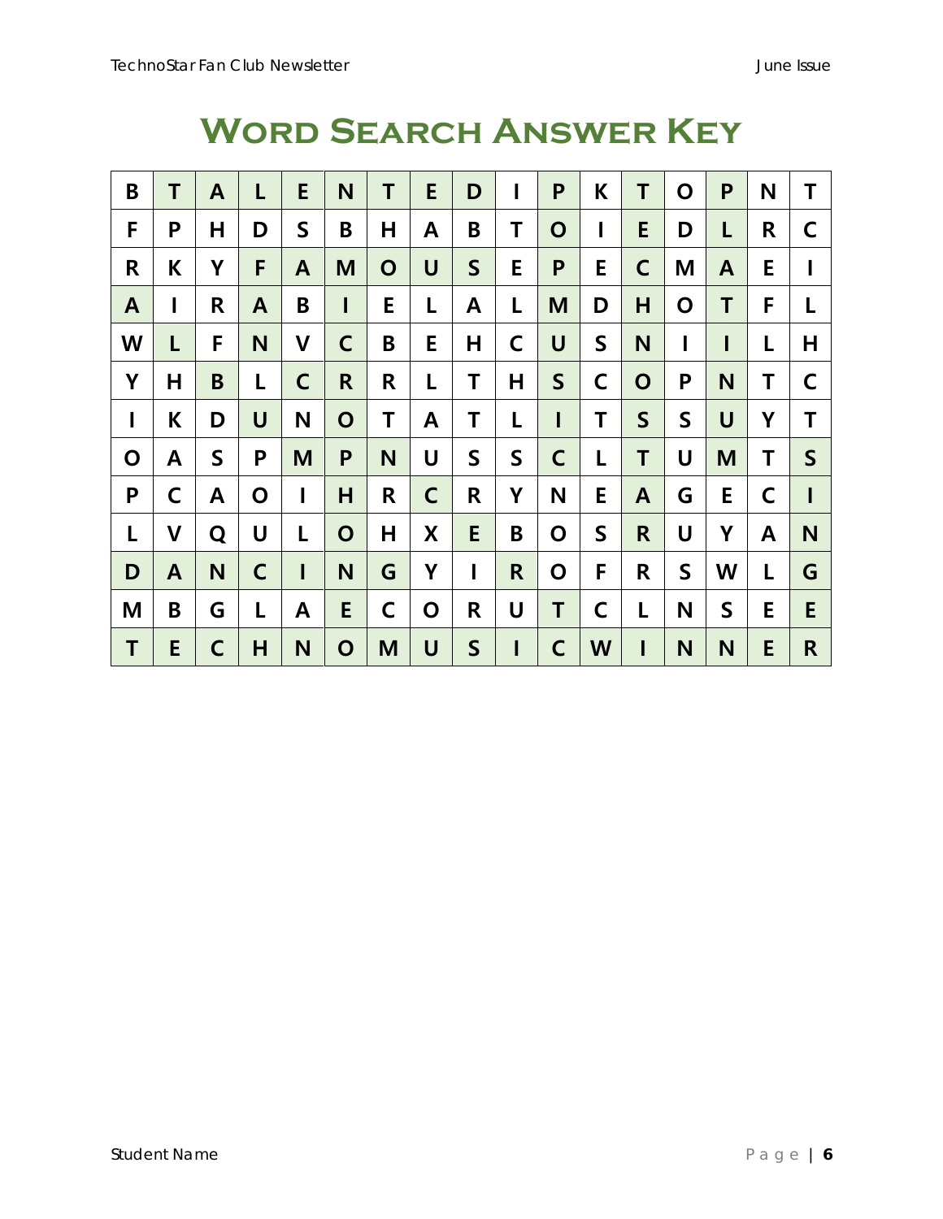# Word Search Answer Key

| | | | | | | | | | | | | | | | | |
|---|---|---|---|---|---|---|---|---|---|---|---|---|---|---|---|---|
| B | T | A | L | E | N | T | E | D | I | P | K | T | O | P | N | T |
| F | P | H | D | S | B | H | A | B | T | O | I | E | D | L | R | C |
| R | K | Y | F | A | M | O | U | S | E | P | E | C | M | A | E | I |
| A | I | R | A | B | I | E | L | A | L | M | D | H | O | T | F | L |
| W | L | F | N | V | C | B | E | H | C | U | S | N | I | I | L | H |
| Y | H | B | L | C | R | R | L | T | H | S | C | O | P | N | T | C |
| I | K | D | U | N | O | T | A | T | L | I | T | S | S | U | Y | T |
| O | A | S | P | M | P | N | U | S | S | C | L | T | U | M | T | S |
| P | C | A | O | I | H | R | C | R | Y | N | E | A | G | E | C | I |
| L | V | Q | U | L | O | H | X | E | B | O | S | R | U | Y | A | N |
| D | A | N | C | I | N | G | Y | I | R | O | F | R | S | W | L | G |
| M | B | G | L | A | E | C | O | R | U | T | C | L | N | S | E | E |
| T | E | C | H | N | O | M | U | S | I | C | W | I | N | N | E | R |

Student Name